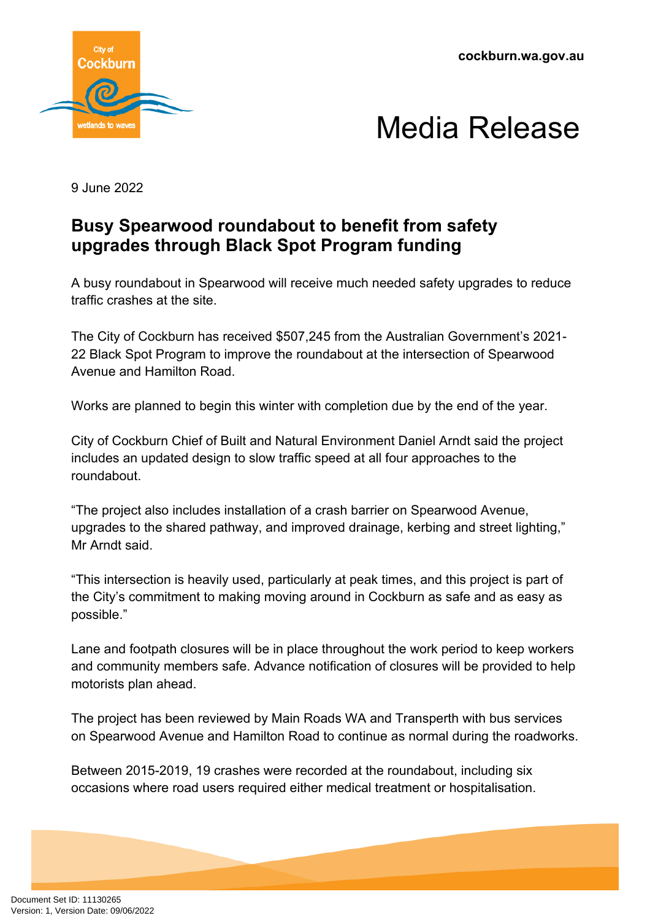cockburn.wa.gov.au

# Media Release

9 June 2022

## Busy Spearwood roundabout to benefit from safety upgrades through Black Spot Program funding

A busy roundabout in Spearwood will receive much needed safety upgrades to reduce traffic crashes at the site.

The City of Cockburn has received $507,245 from the Australian Government's 2021-22 Black Spot Program to improve the roundabout at the intersection of Spearwood Avenue and Hamilton Road.

Works are planned to begin this winter with completion due by the end of the year.

City of Cockburn Chief of Built and Natural Environment Daniel Arndt said the project includes an updated design to slow traffic speed at all four approaches to the roundabout.

"The project also includes installation of a crash barrier on Spearwood Avenue, upgrades to the shared pathway, and improved drainage, kerbing and street lighting," Mr Arndt said.

"This intersection is heavily used, particularly at peak times, and this project is part of the City's commitment to making moving around in Cockburn as safe and as easy as possible."

Lane and footpath closures will be in place throughout the work period to keep workers and community members safe. Advance notification of closures will be provided to help motorists plan ahead.

The project has been reviewed by Main Roads WA and Transperth with bus services on Spearwood Avenue and Hamilton Road to continue as normal during the roadworks.

Between 2015-2019, 19 crashes were recorded at the roundabout, including six occasions where road users required either medical treatment or hospitalisation.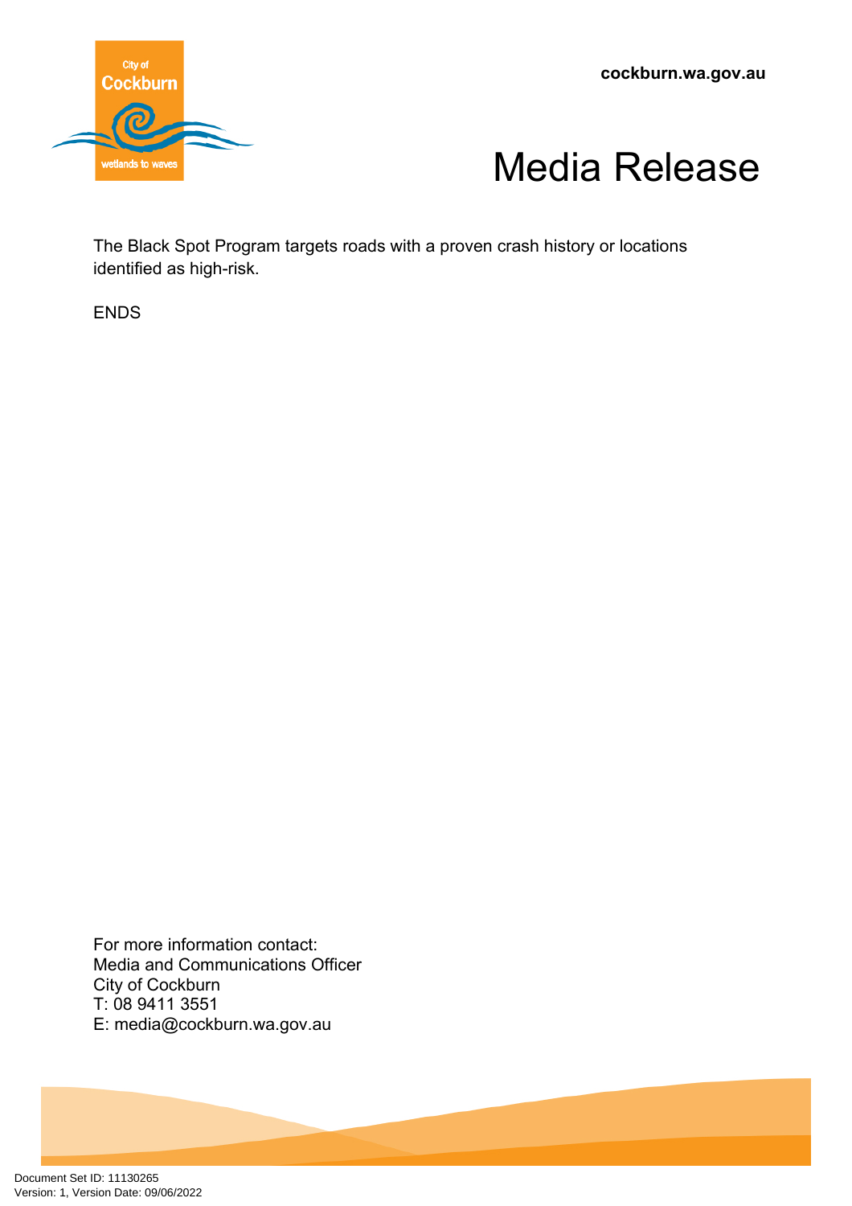The Black Spot Program targets roads with a proven crash history or locations identified as high-risk.

ENDS

For more information contact:
Media and Communications Officer
City of Cockburn
T: 08 9411 3551
E: media@cockburn.wa.gov.au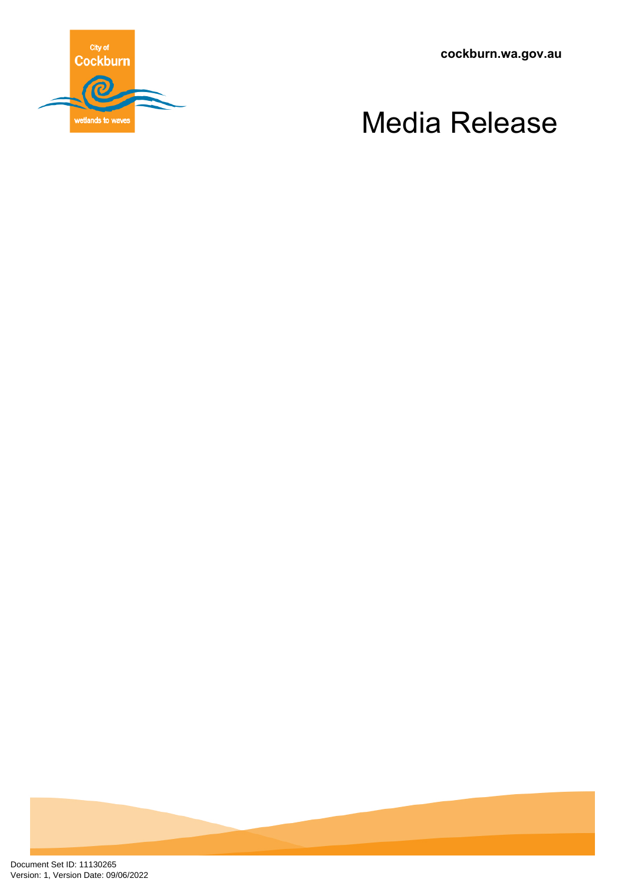cockburn.wa.gov.au

# Media Release

Document Set ID: 11130265
Version: 1, Version Date: 09/06/2022